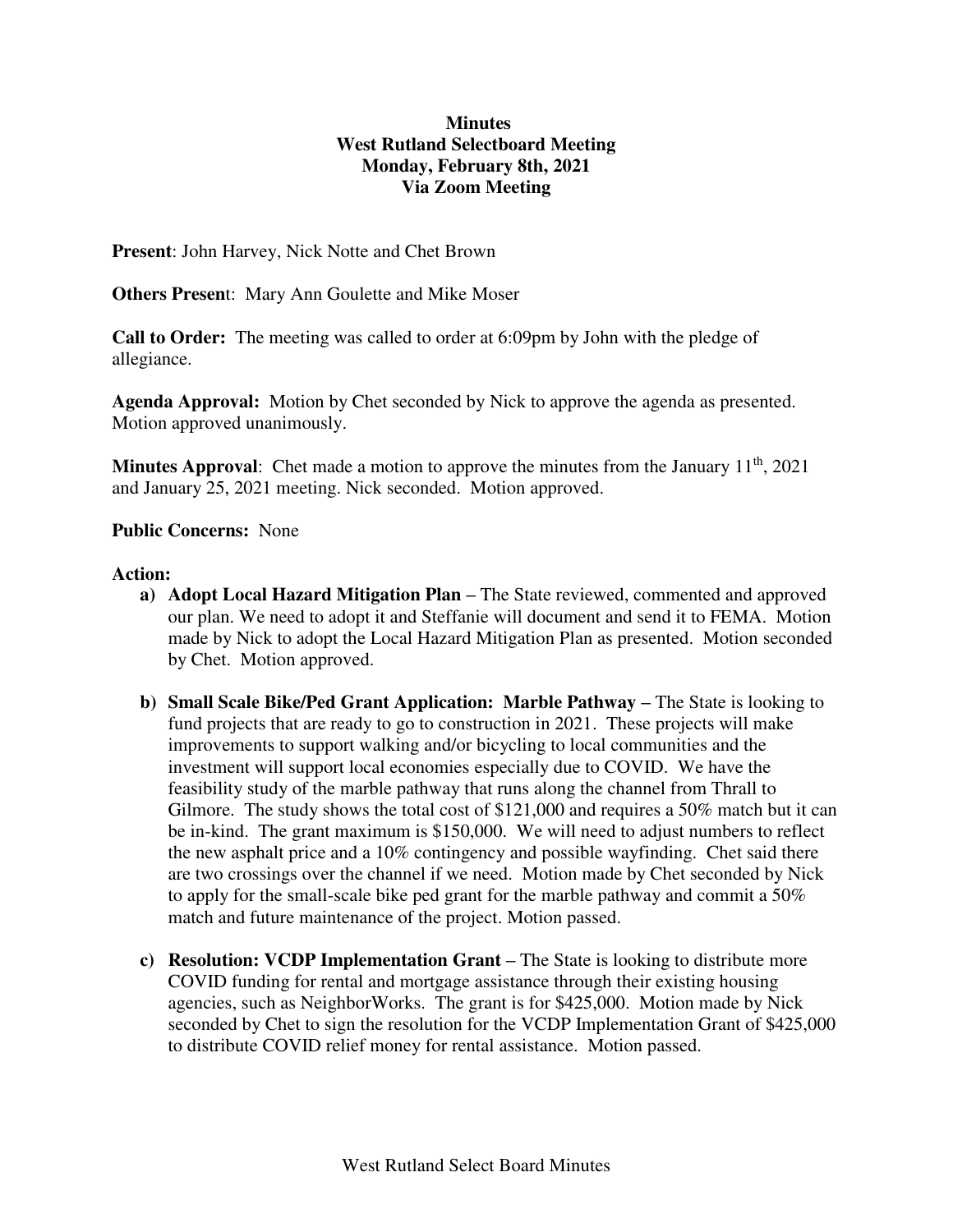**Minutes**
**West Rutland Selectboard Meeting**
**Monday, February 8th, 2021**
**Via Zoom Meeting**

**Present**: John Harvey, Nick Notte and Chet Brown

**Others Present**: Mary Ann Goulette and Mike Moser

**Call to Order:** The meeting was called to order at 6:09pm by John with the pledge of allegiance.

**Agenda Approval:** Motion by Chet seconded by Nick to approve the agenda as presented. Motion approved unanimously.

**Minutes Approval**: Chet made a motion to approve the minutes from the January 11th, 2021 and January 25, 2021 meeting. Nick seconded. Motion approved.

**Public Concerns:** None

**Action:**

a) **Adopt Local Hazard Mitigation Plan** – The State reviewed, commented and approved our plan. We need to adopt it and Steffanie will document and send it to FEMA. Motion made by Nick to adopt the Local Hazard Mitigation Plan as presented. Motion seconded by Chet. Motion approved.

b) **Small Scale Bike/Ped Grant Application: Marble Pathway** – The State is looking to fund projects that are ready to go to construction in 2021. These projects will make improvements to support walking and/or bicycling to local communities and the investment will support local economies especially due to COVID. We have the feasibility study of the marble pathway that runs along the channel from Thrall to Gilmore. The study shows the total cost of $121,000 and requires a 50% match but it can be in-kind. The grant maximum is $150,000. We will need to adjust numbers to reflect the new asphalt price and a 10% contingency and possible wayfinding. Chet said there are two crossings over the channel if we need. Motion made by Chet seconded by Nick to apply for the small-scale bike ped grant for the marble pathway and commit a 50% match and future maintenance of the project. Motion passed.

c) **Resolution: VCDP Implementation Grant** – The State is looking to distribute more COVID funding for rental and mortgage assistance through their existing housing agencies, such as NeighborWorks. The grant is for $425,000. Motion made by Nick seconded by Chet to sign the resolution for the VCDP Implementation Grant of $425,000 to distribute COVID relief money for rental assistance. Motion passed.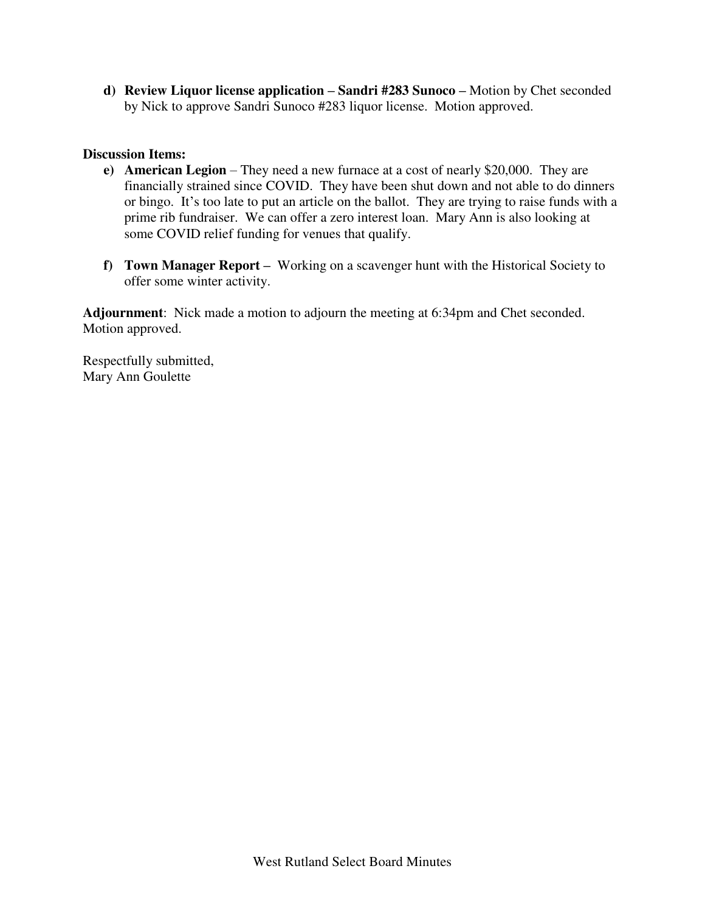d) **Review Liquor license application – Sandri #283 Sunoco –** Motion by Chet seconded by Nick to approve Sandri Sunoco #283 liquor license. Motion approved.

**Discussion Items:**

e) **American Legion** – They need a new furnace at a cost of nearly $20,000. They are financially strained since COVID. They have been shut down and not able to do dinners or bingo. It's too late to put an article on the ballot. They are trying to raise funds with a prime rib fundraiser. We can offer a zero interest loan. Mary Ann is also looking at some COVID relief funding for venues that qualify.

f) **Town Manager Report –** Working on a scavenger hunt with the Historical Society to offer some winter activity.

**Adjournment**: Nick made a motion to adjourn the meeting at 6:34pm and Chet seconded. Motion approved.

Respectfully submitted,
Mary Ann Goulette